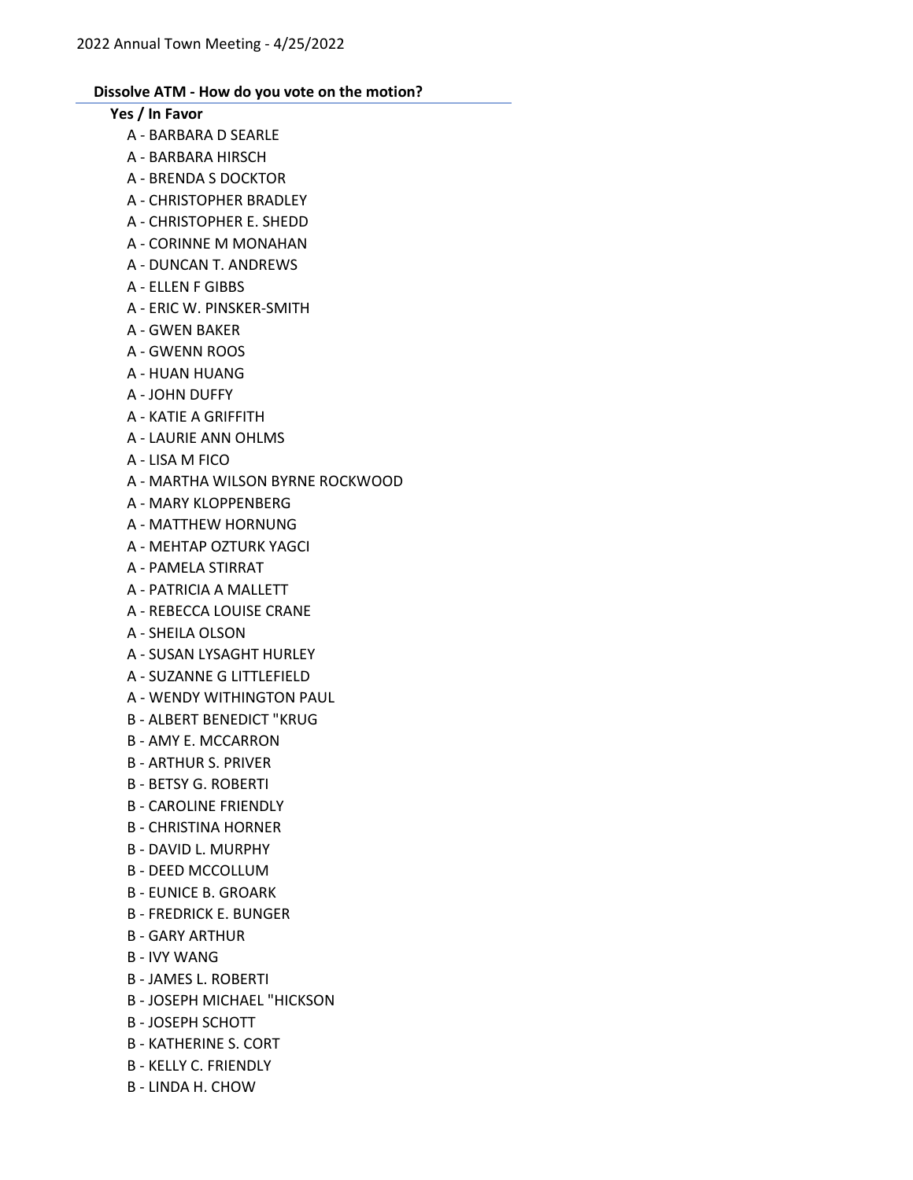# 2022 Annual Town Meeting - 4/25/2022

## Dissolve ATM - How do you vote on the motion?

### Yes / In Favor

- A - BARBARA D SEARLE
- A - BARBARA HIRSCH
- A - BRENDA S DOCKTOR
- A - CHRISTOPHER BRADLEY
- A - CHRISTOPHER E. SHEDD
- A - CORINNE M MONAHAN
- A - DUNCAN T. ANDREWS
- A - ELLEN F GIBBS
- A - ERIC W. PINSKER-SMITH
- A - GWEN BAKER
- A - GWENN ROOS
- A - HUAN HUANG
- A - JOHN DUFFY
- A - KATIE A GRIFFITH
- A - LAURIE ANN OHLMS
- A - LISA M FICO
- A - MARTHA WILSON BYRNE ROCKWOOD
- A - MARY KLOPPENBERG
- A - MATTHEW HORNUNG
- A - MEHTAP OZTURK YAGCI
- A - PAMELA STIRRAT
- A - PATRICIA A MALLETT
- A - REBECCA LOUISE CRANE
- A - SHEILA OLSON
- A - SUSAN LYSAGHT HURLEY
- A - SUZANNE G LITTLEFIELD
- A - WENDY WITHINGTON PAUL
- B - ALBERT BENEDICT "KRUG
- B - AMY E. MCCARRON
- B - ARTHUR S. PRIVER
- B - BETSY G. ROBERTI
- B - CAROLINE FRIENDLY
- B - CHRISTINA HORNER
- B - DAVID L. MURPHY
- B - DEED MCCOLLUM
- B - EUNICE B. GROARK
- B - FREDRICK E. BUNGER
- B - GARY ARTHUR
- B - IVY WANG
- B - JAMES L. ROBERTI
- B - JOSEPH MICHAEL "HICKSON
- B - JOSEPH SCHOTT
- B - KATHERINE S. CORT
- B - KELLY C. FRIENDLY
- B - LINDA H. CHOW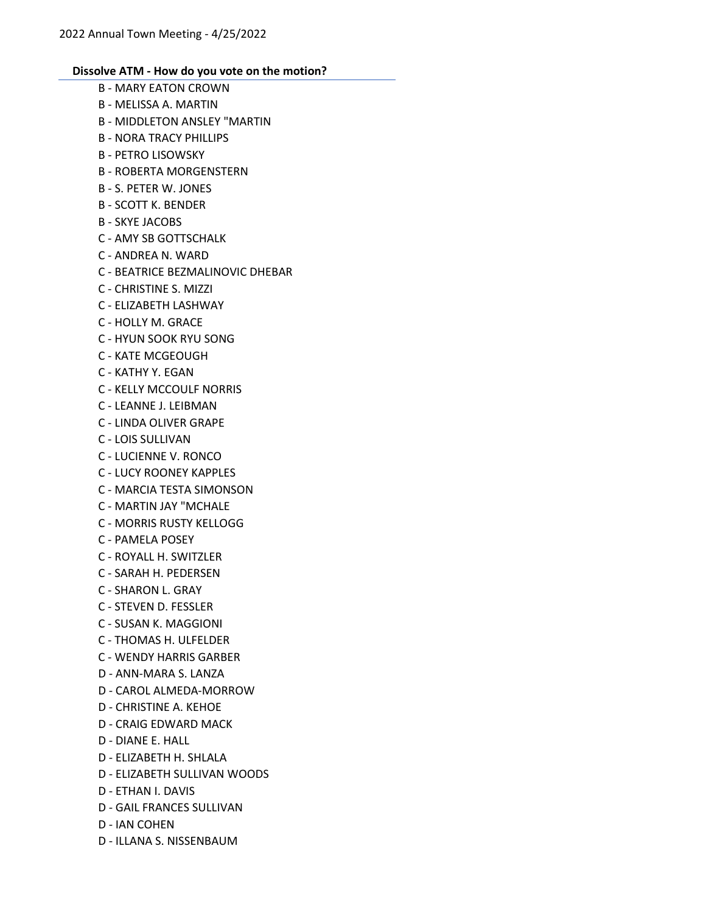**Dissolve ATM - How do you vote on the motion?**

B - MARY EATON CROWN
B - MELISSA A. MARTIN
B - MIDDLETON ANSLEY "MARTIN
B - NORA TRACY PHILLIPS
B - PETRO LISOWSKY
B - ROBERTA MORGENSTERN
B - S. PETER W. JONES
B - SCOTT K. BENDER
B - SKYE JACOBS
C - AMY SB GOTTSCHALK
C - ANDREA N. WARD
C - BEATRICE BEZMALINOVIC DHEBAR
C - CHRISTINE S. MIZZI
C - ELIZABETH LASHWAY
C - HOLLY M. GRACE
C - HYUN SOOK RYU SONG
C - KATE MCGEOUGH
C - KATHY Y. EGAN
C - KELLY MCCOULF NORRIS
C - LEANNE J. LEIBMAN
C - LINDA OLIVER GRAPE
C - LOIS SULLIVAN
C - LUCIENNE V. RONCO
C - LUCY ROONEY KAPPLES
C - MARCIA TESTA SIMONSON
C - MARTIN JAY "MCHALE
C - MORRIS RUSTY KELLOGG
C - PAMELA POSEY
C - ROYALL H. SWITZLER
C - SARAH H. PEDERSEN
C - SHARON L. GRAY
C - STEVEN D. FESSLER
C - SUSAN K. MAGGIONI
C - THOMAS H. ULFELDER
C - WENDY HARRIS GARBER
D - ANN-MARA S. LANZA
D - CAROL ALMEDA-MORROW
D - CHRISTINE A. KEHOE
D - CRAIG EDWARD MACK
D - DIANE E. HALL
D - ELIZABETH H. SHLALA
D - ELIZABETH SULLIVAN WOODS
D - ETHAN I. DAVIS
D - GAIL FRANCES SULLIVAN
D - IAN COHEN
D - ILLANA S. NISSENBAUM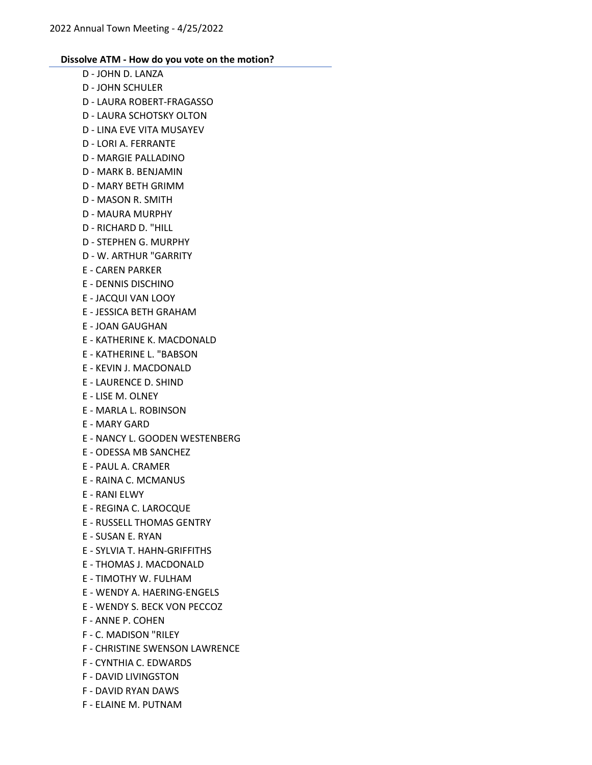**Dissolve ATM - How do you vote on the motion?**

D - JOHN D. LANZA
D - JOHN SCHULER
D - LAURA ROBERT-FRAGASSO
D - LAURA SCHOTSKY OLTON
D - LINA EVE VITA MUSAYEV
D - LORI A. FERRANTE
D - MARGIE PALLADINO
D - MARK B. BENJAMIN
D - MARY BETH GRIMM
D - MASON R. SMITH
D - MAURA MURPHY
D - RICHARD D. "HILL
D - STEPHEN G. MURPHY
D - W. ARTHUR "GARRITY
E - CAREN PARKER
E - DENNIS DISCHINO
E - JACQUI VAN LOOY
E - JESSICA BETH GRAHAM
E - JOAN GAUGHAN
E - KATHERINE K. MACDONALD
E - KATHERINE L. "BABSON
E - KEVIN J. MACDONALD
E - LAURENCE D. SHIND
E - LISE M. OLNEY
E - MARLA L. ROBINSON
E - MARY GARD
E - NANCY L. GOODEN WESTENBERG
E - ODESSA MB SANCHEZ
E - PAUL A. CRAMER
E - RAINA C. MCMANUS
E - RANI ELWY
E - REGINA C. LAROCQUE
E - RUSSELL THOMAS GENTRY
E - SUSAN E. RYAN
E - SYLVIA T. HAHN-GRIFFITHS
E - THOMAS J. MACDONALD
E - TIMOTHY W. FULHAM
E - WENDY A. HAERING-ENGELS
E - WENDY S. BECK VON PECCOZ
F - ANNE P. COHEN
F - C. MADISON "RILEY
F - CHRISTINE SWENSON LAWRENCE
F - CYNTHIA C. EDWARDS
F - DAVID LIVINGSTON
F - DAVID RYAN DAWS
F - ELAINE M. PUTNAM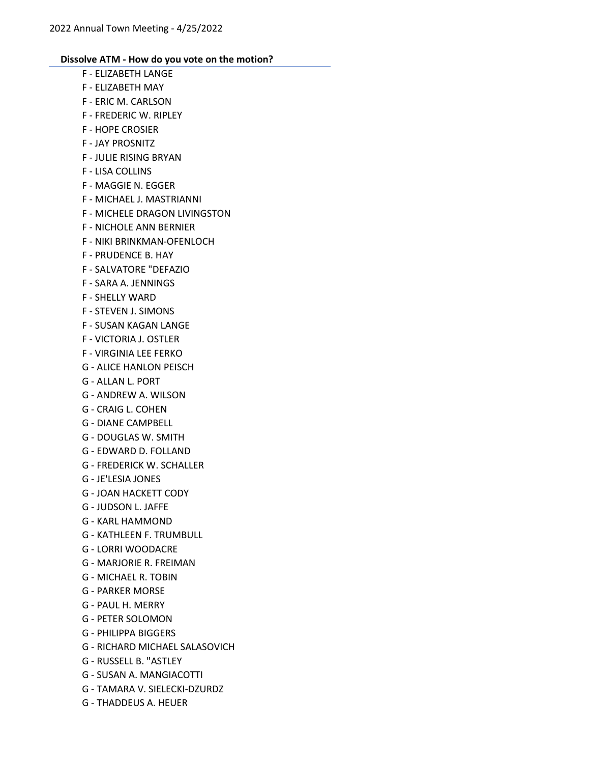**Dissolve ATM - How do you vote on the motion?**

- F - ELIZABETH LANGE
- F - ELIZABETH MAY
- F - ERIC M. CARLSON
- F - FREDERIC W. RIPLEY
- F - HOPE CROSIER
- F - JAY PROSNITZ
- F - JULIE RISING BRYAN
- F - LISA COLLINS
- F - MAGGIE N. EGGER
- F - MICHAEL J. MASTRIANNI
- F - MICHELE DRAGON LIVINGSTON
- F - NICHOLE ANN BERNIER
- F - NIKI BRINKMAN-OFENLOCH
- F - PRUDENCE B. HAY
- F - SALVATORE "DEFAZIO
- F - SARA A. JENNINGS
- F - SHELLY WARD
- F - STEVEN J. SIMONS
- F - SUSAN KAGAN LANGE
- F - VICTORIA J. OSTLER
- F - VIRGINIA LEE FERKO
- G - ALICE HANLON PEISCH
- G - ALLAN L. PORT
- G - ANDREW A. WILSON
- G - CRAIG L. COHEN
- G - DIANE CAMPBELL
- G - DOUGLAS W. SMITH
- G - EDWARD D. FOLLAND
- G - FREDERICK W. SCHALLER
- G - JE'LESIA JONES
- G - JOAN HACKETT CODY
- G - JUDSON L. JAFFE
- G - KARL HAMMOND
- G - KATHLEEN F. TRUMBULL
- G - LORRI WOODACRE
- G - MARJORIE R. FREIMAN
- G - MICHAEL R. TOBIN
- G - PARKER MORSE
- G - PAUL H. MERRY
- G - PETER SOLOMON
- G - PHILIPPA BIGGERS
- G - RICHARD MICHAEL SALASOVICH
- G - RUSSELL B. "ASTLEY
- G - SUSAN A. MANGIACOTTI
- G - TAMARA V. SIELECKI-DZURDZ
- G - THADDEUS A. HEUER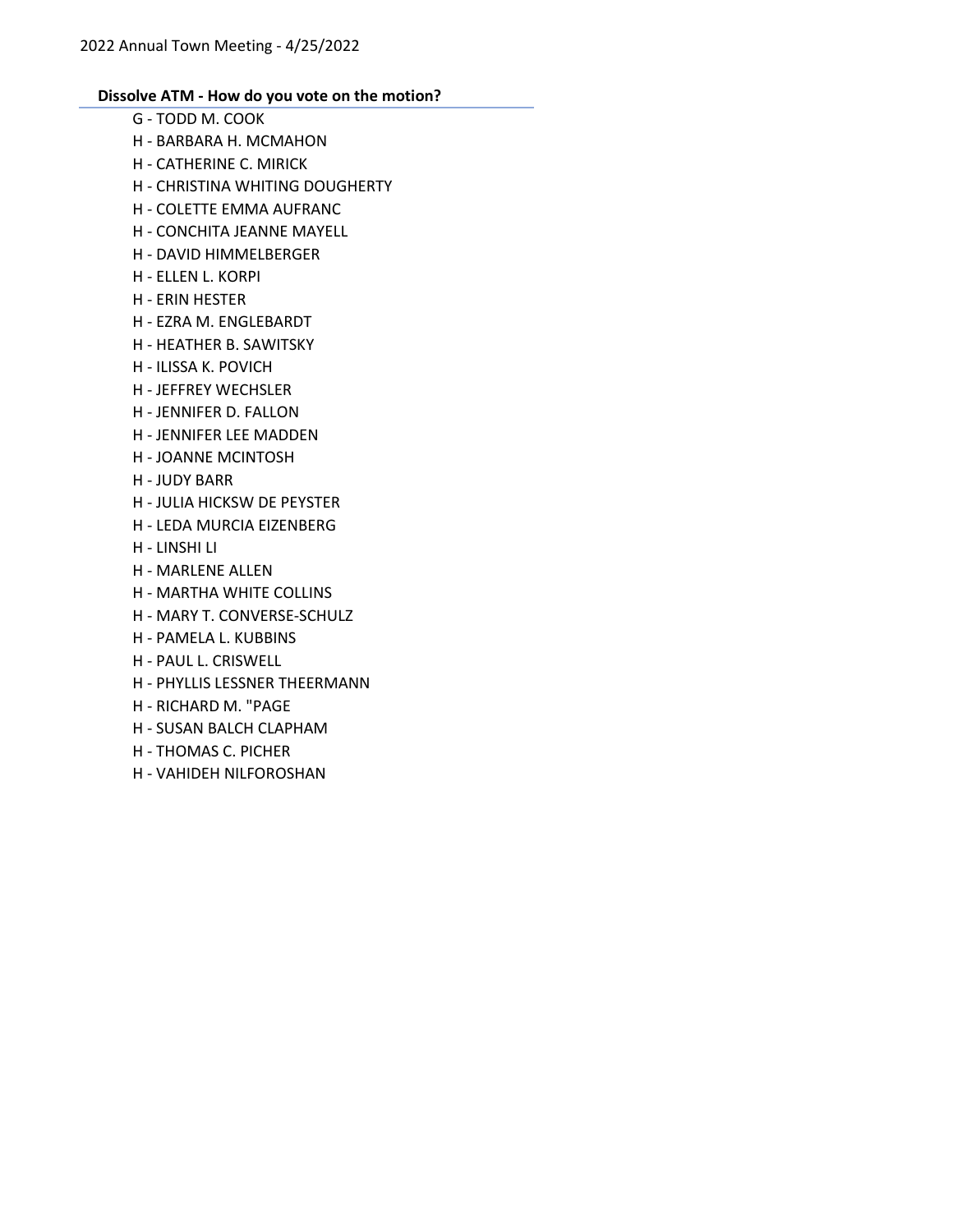**Dissolve ATM - How do you vote on the motion?**

G - TODD M. COOK
H - BARBARA H. MCMAHON
H - CATHERINE C. MIRICK
H - CHRISTINA WHITING DOUGHERTY
H - COLETTE EMMA AUFRANC
H - CONCHITA JEANNE MAYELL
H - DAVID HIMMELBERGER
H - ELLEN L. KORPI
H - ERIN HESTER
H - EZRA M. ENGLEBARDT
H - HEATHER B. SAWITSKY
H - ILISSA K. POVICH
H - JEFFREY WECHSLER
H - JENNIFER D. FALLON
H - JENNIFER LEE MADDEN
H - JOANNE MCINTOSH
H - JUDY BARR
H - JULIA HICKSW DE PEYSTER
H - LEDA MURCIA EIZENBERG
H - LINSHI LI
H - MARLENE ALLEN
H - MARTHA WHITE COLLINS
H - MARY T. CONVERSE-SCHULZ
H - PAMELA L. KUBBINS
H - PAUL L. CRISWELL
H - PHYLLIS LESSNER THEERMANN
H - RICHARD M. "PAGE
H - SUSAN BALCH CLAPHAM
H - THOMAS C. PICHER
H - VAHIDEH NILFOROSHAN